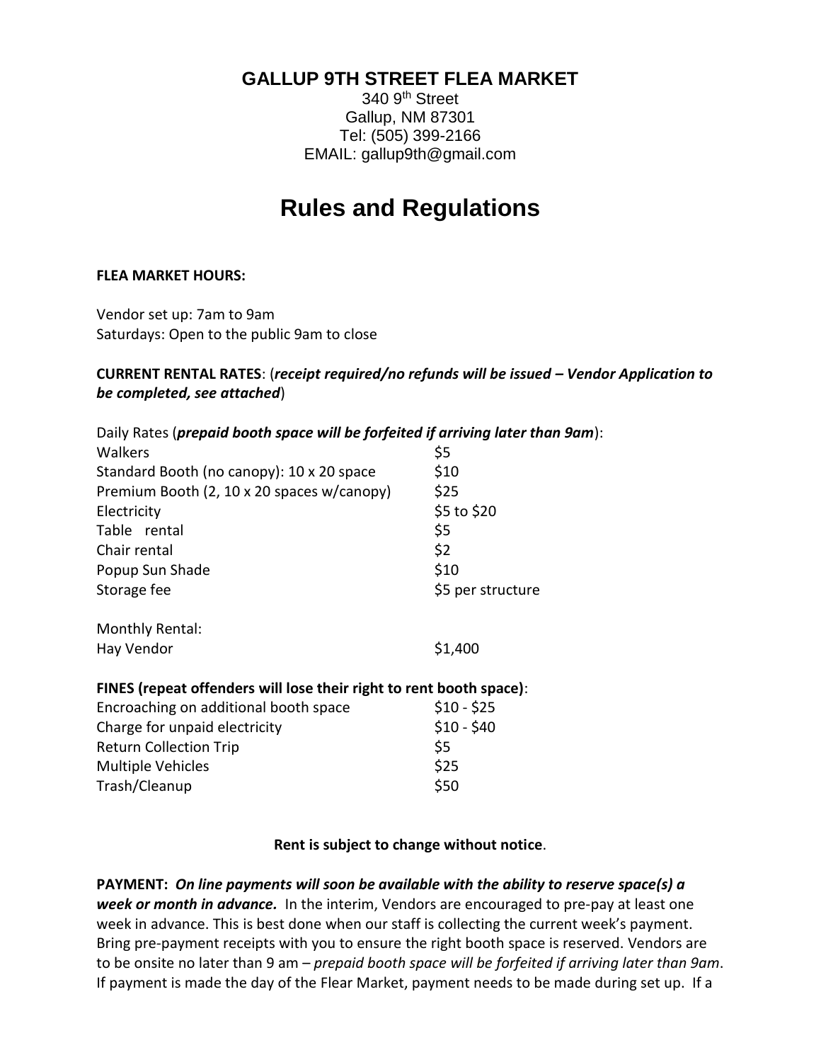# GALLUP 9TH STREET FLEA MARKET

340 9th Street
Gallup, NM 87301
Tel: (505) 399-2166
EMAIL: gallup9th@gmail.com

# Rules and Regulations

**FLEA MARKET HOURS:**

Vendor set up: 7am to 9am
Saturdays: Open to the public 9am to close

**CURRENT RENTAL RATES**: (***receipt required/no refunds will be issued – Vendor Application to be completed, see attached***)

Daily Rates (***prepaid booth space will be forfeited if arriving later than 9am***):

| | |
|---|---|
| Walkers | $5 |
| Standard Booth (no canopy): 10 x 20 space | $10 |
| Premium Booth (2, 10 x 20 spaces w/canopy) | $25 |
| Electricity | $5 to $20 |
| Table rental | $5 |
| Chair rental | $2 |
| Popup Sun Shade | $10 |
| Storage fee | $5 per structure |

Monthly Rental:

| | |
|---|---|
| Hay Vendor | $1,400 |

**FINES (repeat offenders will lose their right to rent booth space)**:

| | |
|---|---|
| Encroaching on additional booth space | $10 - $25 |
| Charge for unpaid electricity | $10 - $40 |
| Return Collection Trip | $5 |
| Multiple Vehicles | $25 |
| Trash/Cleanup | $50 |

**Rent is subject to change without notice**.

**PAYMENT:** ***On line payments will soon be available with the ability to reserve space(s) a week or month in advance.*** In the interim, Vendors are encouraged to pre-pay at least one week in advance. This is best done when our staff is collecting the current week's payment. Bring pre-payment receipts with you to ensure the right booth space is reserved. Vendors are to be onsite no later than 9 am – *prepaid booth space will be forfeited if arriving later than 9am*. If payment is made the day of the Flear Market, payment needs to be made during set up. If a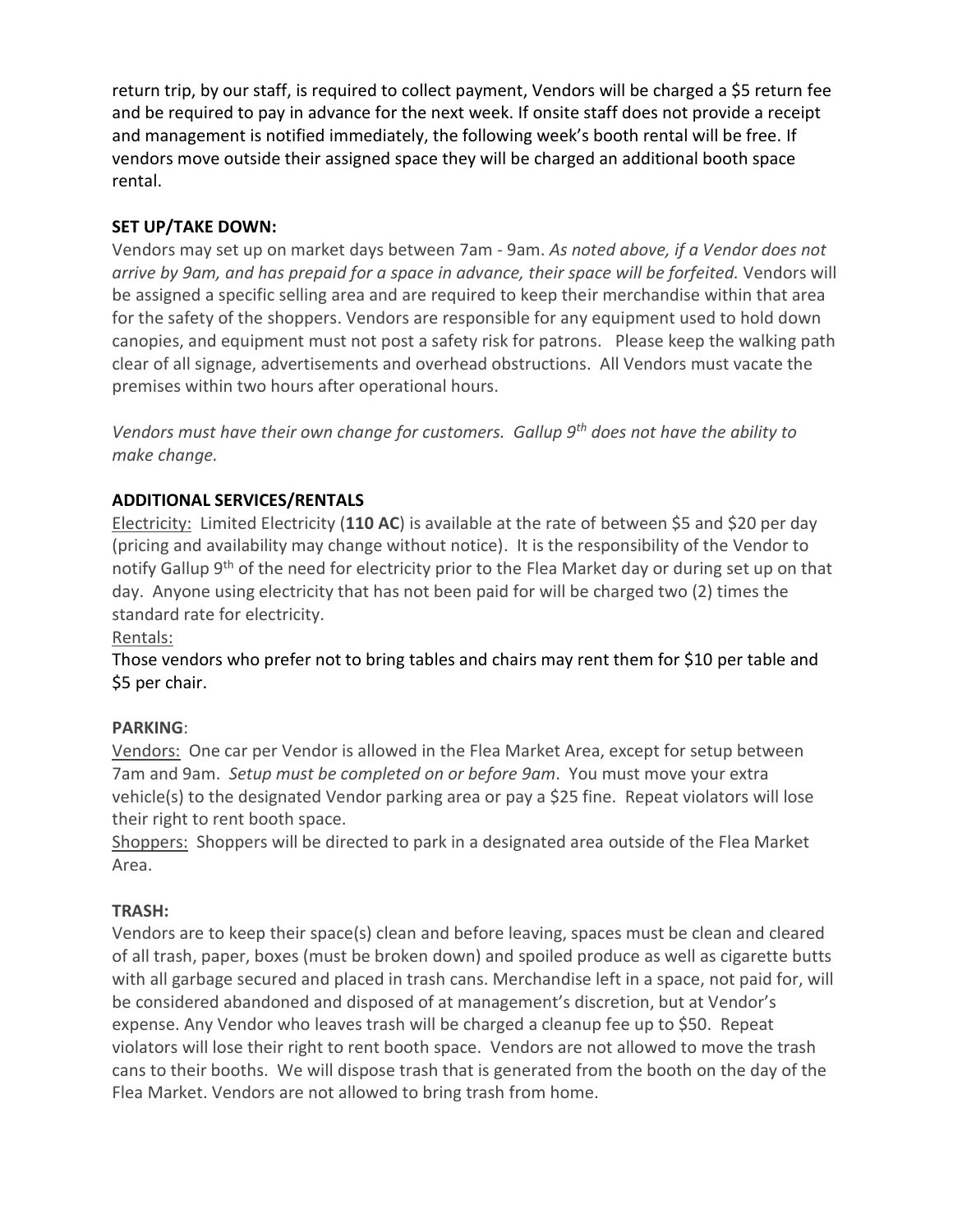return trip, by our staff, is required to collect payment, Vendors will be charged a $5 return fee and be required to pay in advance for the next week. If onsite staff does not provide a receipt and management is notified immediately, the following week's booth rental will be free. If vendors move outside their assigned space they will be charged an additional booth space rental.

**SET UP/TAKE DOWN:**

Vendors may set up on market days between 7am - 9am. *As noted above, if a Vendor does not arrive by 9am, and has prepaid for a space in advance, their space will be forfeited.* Vendors will be assigned a specific selling area and are required to keep their merchandise within that area for the safety of the shoppers. Vendors are responsible for any equipment used to hold down canopies, and equipment must not post a safety risk for patrons. Please keep the walking path clear of all signage, advertisements and overhead obstructions. All Vendors must vacate the premises within two hours after operational hours.

*Vendors must have their own change for customers. Gallup 9th does not have the ability to make change.*

**ADDITIONAL SERVICES/RENTALS**

Electricity: Limited Electricity (**110 AC**) is available at the rate of between $5 and $20 per day (pricing and availability may change without notice). It is the responsibility of the Vendor to notify Gallup 9th of the need for electricity prior to the Flea Market day or during set up on that day. Anyone using electricity that has not been paid for will be charged two (2) times the standard rate for electricity.

Rentals:

Those vendors who prefer not to bring tables and chairs may rent them for $10 per table and $5 per chair.

**PARKING**:

Vendors: One car per Vendor is allowed in the Flea Market Area, except for setup between 7am and 9am. *Setup must be completed on or before 9am*. You must move your extra vehicle(s) to the designated Vendor parking area or pay a $25 fine. Repeat violators will lose their right to rent booth space.

Shoppers: Shoppers will be directed to park in a designated area outside of the Flea Market Area.

**TRASH:**

Vendors are to keep their space(s) clean and before leaving, spaces must be clean and cleared of all trash, paper, boxes (must be broken down) and spoiled produce as well as cigarette butts with all garbage secured and placed in trash cans. Merchandise left in a space, not paid for, will be considered abandoned and disposed of at management's discretion, but at Vendor's expense. Any Vendor who leaves trash will be charged a cleanup fee up to $50. Repeat violators will lose their right to rent booth space. Vendors are not allowed to move the trash cans to their booths. We will dispose trash that is generated from the booth on the day of the Flea Market. Vendors are not allowed to bring trash from home.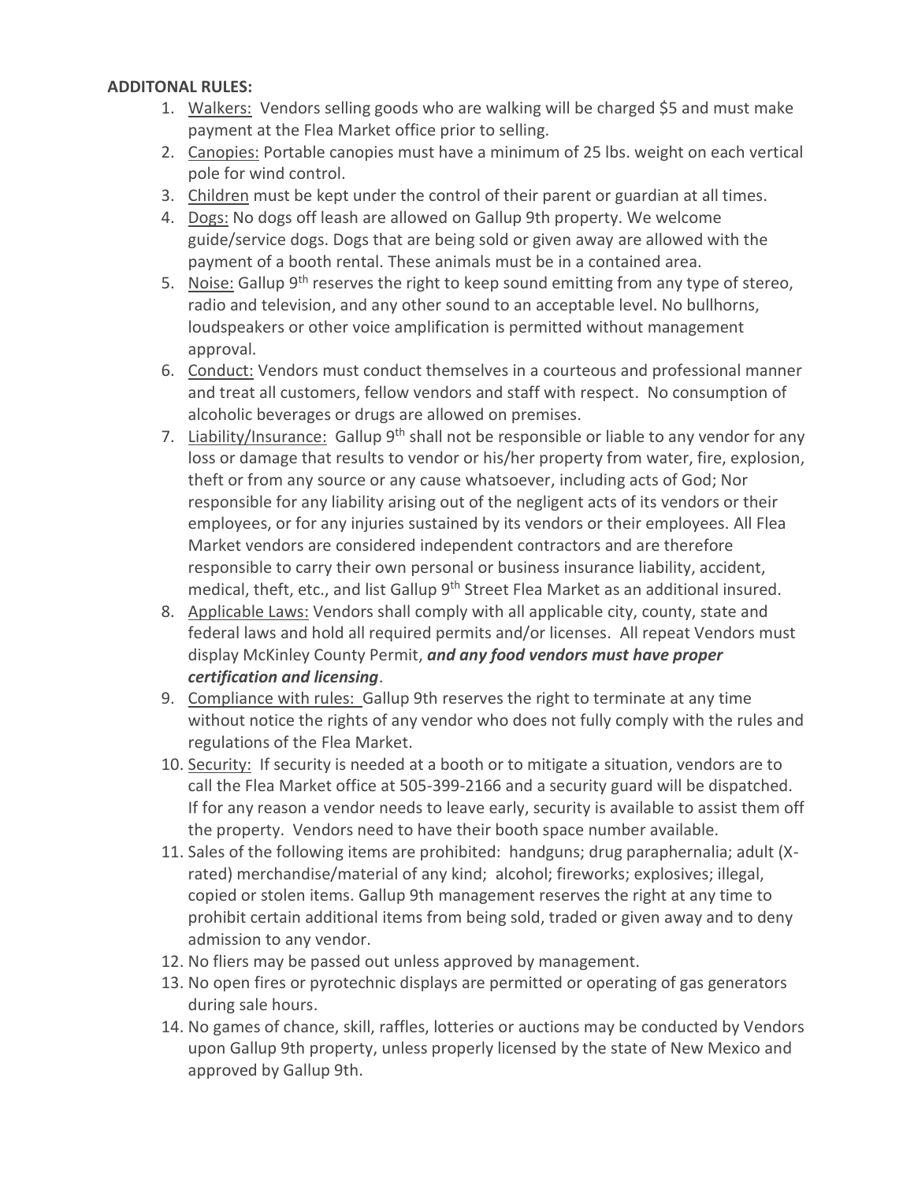**ADDITONAL RULES:**

1. Walkers: Vendors selling goods who are walking will be charged $5 and must make payment at the Flea Market office prior to selling.
2. Canopies: Portable canopies must have a minimum of 25 lbs. weight on each vertical pole for wind control.
3. Children must be kept under the control of their parent or guardian at all times.
4. Dogs: No dogs off leash are allowed on Gallup 9th property. We welcome guide/service dogs. Dogs that are being sold or given away are allowed with the payment of a booth rental. These animals must be in a contained area.
5. Noise: Gallup 9th reserves the right to keep sound emitting from any type of stereo, radio and television, and any other sound to an acceptable level. No bullhorns, loudspeakers or other voice amplification is permitted without management approval.
6. Conduct: Vendors must conduct themselves in a courteous and professional manner and treat all customers, fellow vendors and staff with respect. No consumption of alcoholic beverages or drugs are allowed on premises.
7. Liability/Insurance: Gallup 9th shall not be responsible or liable to any vendor for any loss or damage that results to vendor or his/her property from water, fire, explosion, theft or from any source or any cause whatsoever, including acts of God; Nor responsible for any liability arising out of the negligent acts of its vendors or their employees, or for any injuries sustained by its vendors or their employees. All Flea Market vendors are considered independent contractors and are therefore responsible to carry their own personal or business insurance liability, accident, medical, theft, etc., and list Gallup 9th Street Flea Market as an additional insured.
8. Applicable Laws: Vendors shall comply with all applicable city, county, state and federal laws and hold all required permits and/or licenses. All repeat Vendors must display McKinley County Permit, ***and any food vendors must have proper certification and licensing***.
9. Compliance with rules: Gallup 9th reserves the right to terminate at any time without notice the rights of any vendor who does not fully comply with the rules and regulations of the Flea Market.
10. Security: If security is needed at a booth or to mitigate a situation, vendors are to call the Flea Market office at 505-399-2166 and a security guard will be dispatched. If for any reason a vendor needs to leave early, security is available to assist them off the property. Vendors need to have their booth space number available.
11. Sales of the following items are prohibited: handguns; drug paraphernalia; adult (X-rated) merchandise/material of any kind; alcohol; fireworks; explosives; illegal, copied or stolen items. Gallup 9th management reserves the right at any time to prohibit certain additional items from being sold, traded or given away and to deny admission to any vendor.
12. No fliers may be passed out unless approved by management.
13. No open fires or pyrotechnic displays are permitted or operating of gas generators during sale hours.
14. No games of chance, skill, raffles, lotteries or auctions may be conducted by Vendors upon Gallup 9th property, unless properly licensed by the state of New Mexico and approved by Gallup 9th.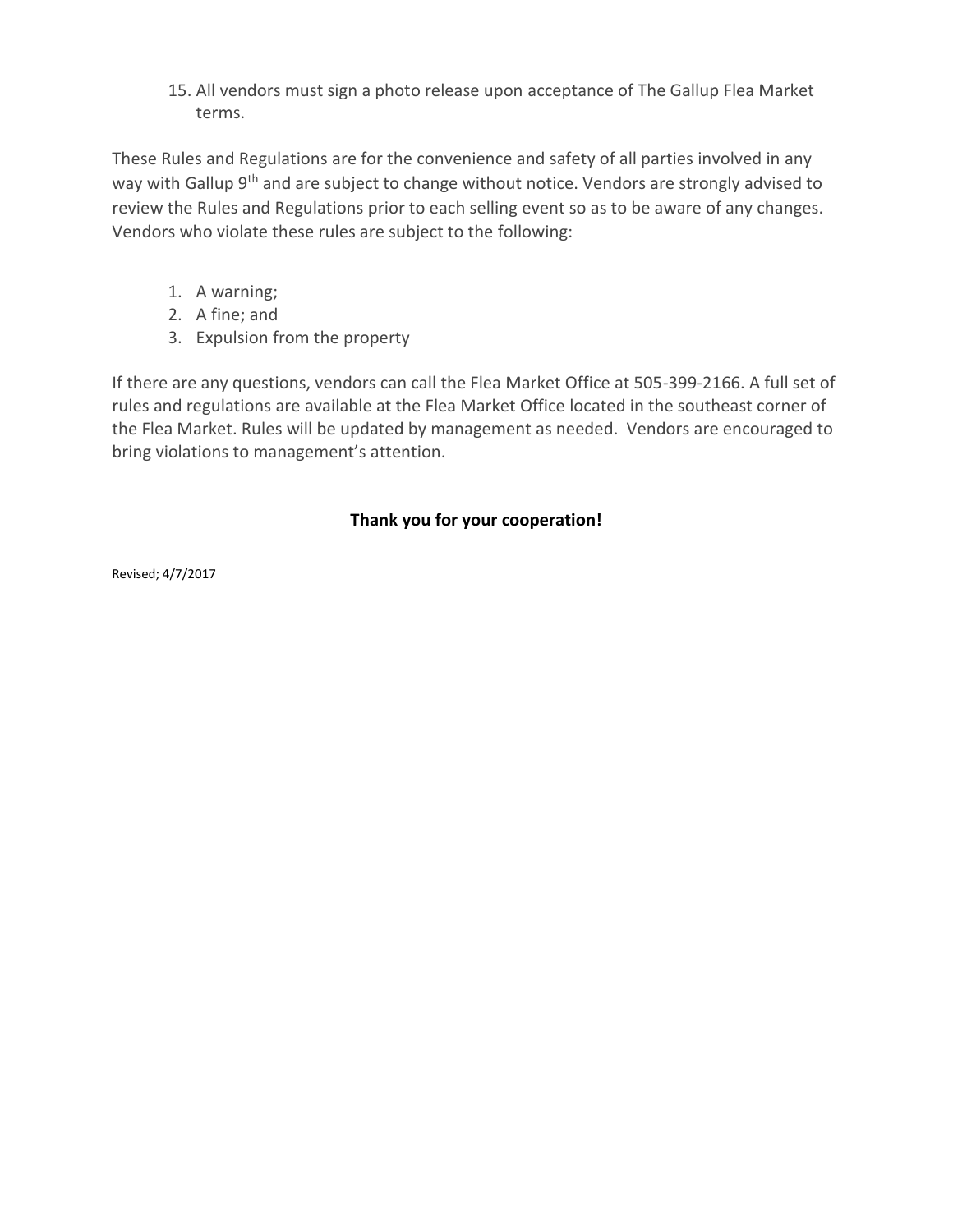15. All vendors must sign a photo release upon acceptance of The Gallup Flea Market terms.

These Rules and Regulations are for the convenience and safety of all parties involved in any way with Gallup 9th and are subject to change without notice. Vendors are strongly advised to review the Rules and Regulations prior to each selling event so as to be aware of any changes. Vendors who violate these rules are subject to the following:

1. A warning;
2. A fine; and
3. Expulsion from the property

If there are any questions, vendors can call the Flea Market Office at 505-399-2166. A full set of rules and regulations are available at the Flea Market Office located in the southeast corner of the Flea Market. Rules will be updated by management as needed. Vendors are encouraged to bring violations to management's attention.

**Thank you for your cooperation!**

Revised; 4/7/2017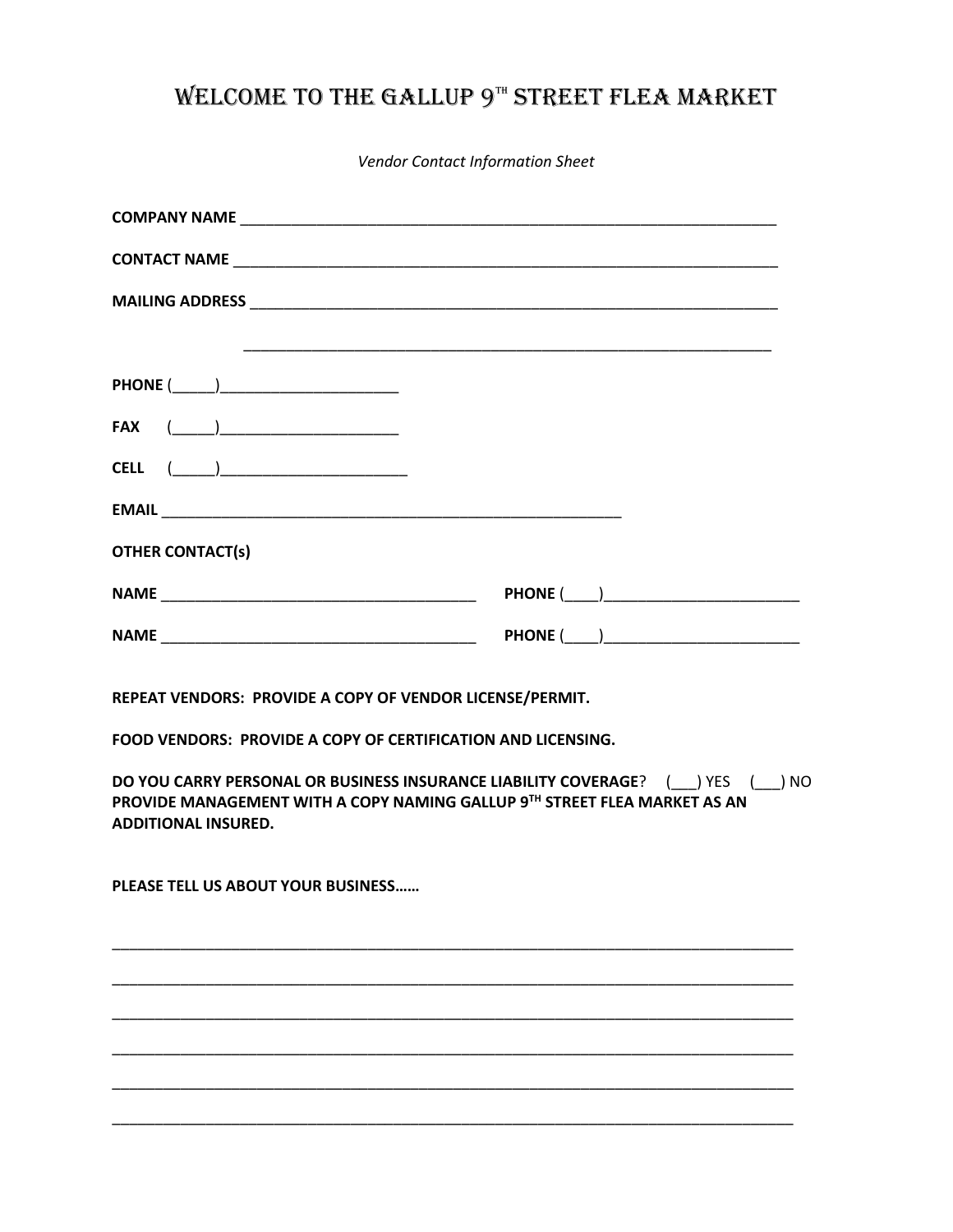# WELCOME TO THE GALLUP 9[TH] STREET FLEA MARKET

*Vendor Contact Information Sheet*

**COMPANY NAME** ___________________________________________________________________

**CONTACT NAME** ____________________________________________________________________

**MAILING ADDRESS** _________________________________________________________________

_________________________________________________________________

**PHONE** (_____)______________________

**FAX** (_____)______________________

**CELL** (_____)_______________________

**EMAIL** __________________________________________________________

**OTHER CONTACT(s)**

**NAME** ________________________________________ **PHONE** (____)_________________________

**NAME** ________________________________________ **PHONE** (____)_________________________

**REPEAT VENDORS: PROVIDE A COPY OF VENDOR LICENSE/PERMIT.**

**FOOD VENDORS: PROVIDE A COPY OF CERTIFICATION AND LICENSING.**

**DO YOU CARRY PERSONAL OR BUSINESS INSURANCE LIABILITY COVERAGE**? (___) YES (___) NO
**PROVIDE MANAGEMENT WITH A COPY NAMING GALLUP 9[TH] STREET FLEA MARKET AS AN ADDITIONAL INSURED.**

**PLEASE TELL US ABOUT YOUR BUSINESS……**

______________________________________________________________________________________

______________________________________________________________________________________

______________________________________________________________________________________

______________________________________________________________________________________

______________________________________________________________________________________

______________________________________________________________________________________